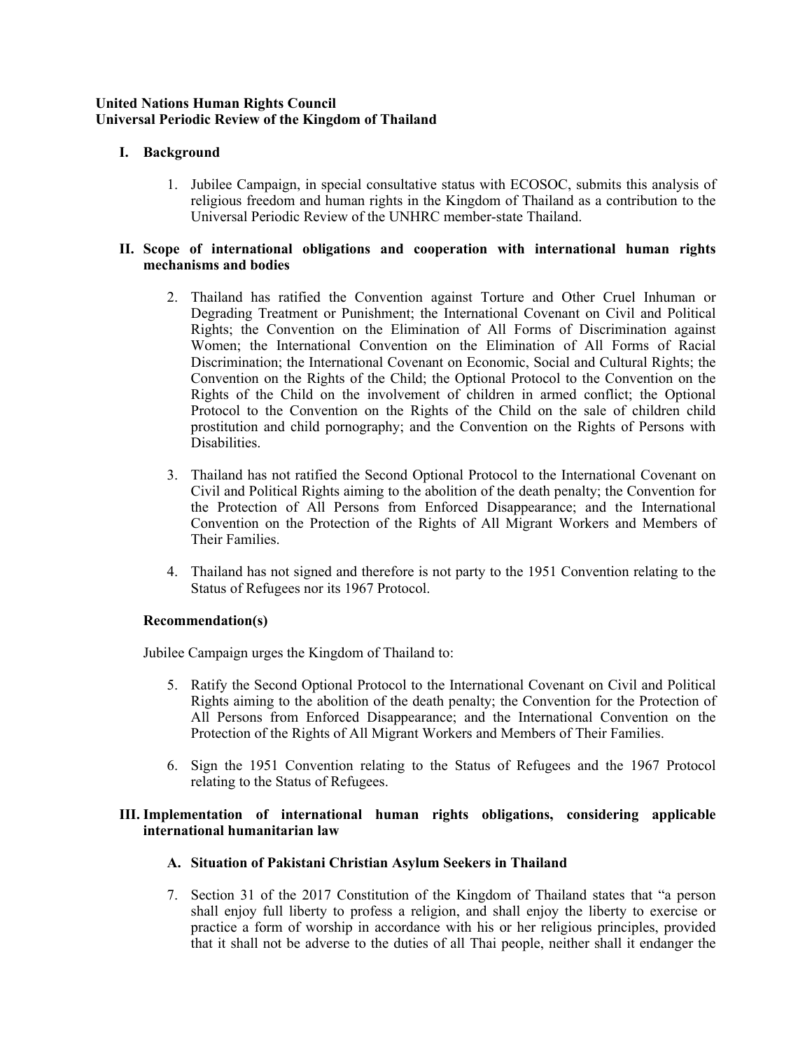**United Nations Human Rights Council**
**Universal Periodic Review of the Kingdom of Thailand**

## I. Background

1. Jubilee Campaign, in special consultative status with ECOSOC, submits this analysis of religious freedom and human rights in the Kingdom of Thailand as a contribution to the Universal Periodic Review of the UNHRC member-state Thailand.

## II. Scope of international obligations and cooperation with international human rights mechanisms and bodies

2. Thailand has ratified the Convention against Torture and Other Cruel Inhuman or Degrading Treatment or Punishment; the International Covenant on Civil and Political Rights; the Convention on the Elimination of All Forms of Discrimination against Women; the International Convention on the Elimination of All Forms of Racial Discrimination; the International Covenant on Economic, Social and Cultural Rights; the Convention on the Rights of the Child; the Optional Protocol to the Convention on the Rights of the Child on the involvement of children in armed conflict; the Optional Protocol to the Convention on the Rights of the Child on the sale of children child prostitution and child pornography; and the Convention on the Rights of Persons with Disabilities.

3. Thailand has not ratified the Second Optional Protocol to the International Covenant on Civil and Political Rights aiming to the abolition of the death penalty; the Convention for the Protection of All Persons from Enforced Disappearance; and the International Convention on the Protection of the Rights of All Migrant Workers and Members of Their Families.

4. Thailand has not signed and therefore is not party to the 1951 Convention relating to the Status of Refugees nor its 1967 Protocol.

**Recommendation(s)**

Jubilee Campaign urges the Kingdom of Thailand to:

5. Ratify the Second Optional Protocol to the International Covenant on Civil and Political Rights aiming to the abolition of the death penalty; the Convention for the Protection of All Persons from Enforced Disappearance; and the International Convention on the Protection of the Rights of All Migrant Workers and Members of Their Families.

6. Sign the 1951 Convention relating to the Status of Refugees and the 1967 Protocol relating to the Status of Refugees.

## III. Implementation of international human rights obligations, considering applicable international humanitarian law

### A. Situation of Pakistani Christian Asylum Seekers in Thailand

7. Section 31 of the 2017 Constitution of the Kingdom of Thailand states that "a person shall enjoy full liberty to profess a religion, and shall enjoy the liberty to exercise or practice a form of worship in accordance with his or her religious principles, provided that it shall not be adverse to the duties of all Thai people, neither shall it endanger the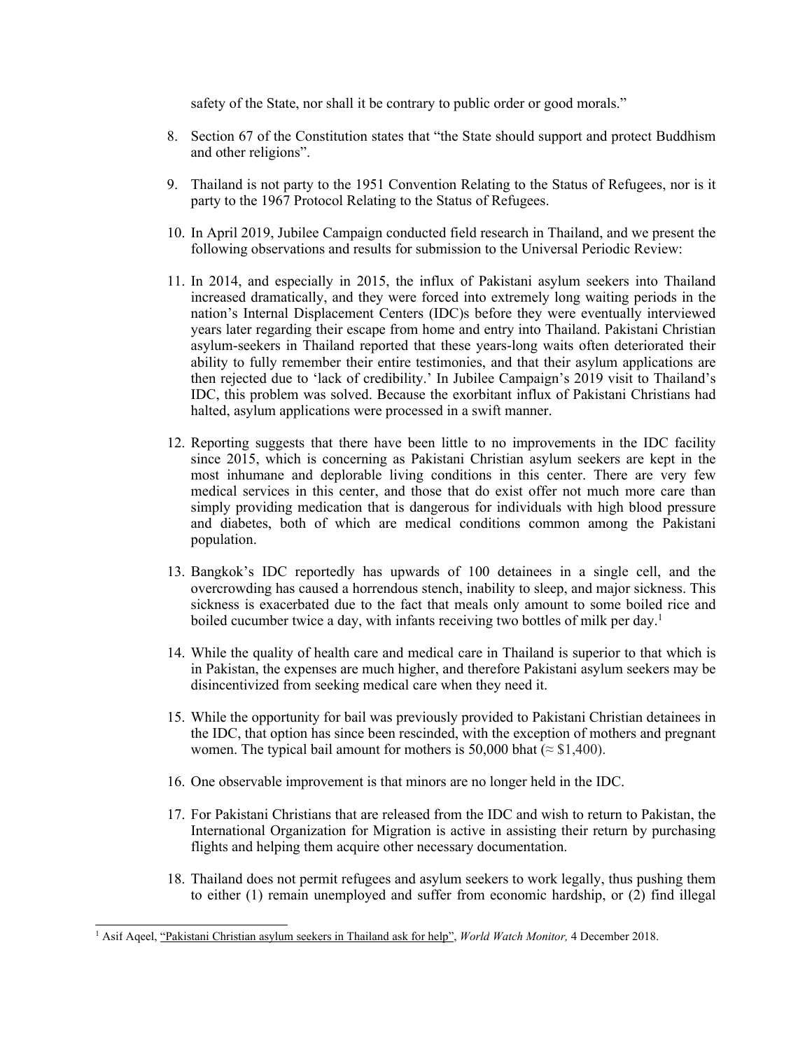safety of the State, nor shall it be contrary to public order or good morals."

8. Section 67 of the Constitution states that "the State should support and protect Buddhism and other religions".

9. Thailand is not party to the 1951 Convention Relating to the Status of Refugees, nor is it party to the 1967 Protocol Relating to the Status of Refugees.

10. In April 2019, Jubilee Campaign conducted field research in Thailand, and we present the following observations and results for submission to the Universal Periodic Review:

11. In 2014, and especially in 2015, the influx of Pakistani asylum seekers into Thailand increased dramatically, and they were forced into extremely long waiting periods in the nation's Internal Displacement Centers (IDC)s before they were eventually interviewed years later regarding their escape from home and entry into Thailand. Pakistani Christian asylum-seekers in Thailand reported that these years-long waits often deteriorated their ability to fully remember their entire testimonies, and that their asylum applications are then rejected due to 'lack of credibility.' In Jubilee Campaign's 2019 visit to Thailand's IDC, this problem was solved. Because the exorbitant influx of Pakistani Christians had halted, asylum applications were processed in a swift manner.

12. Reporting suggests that there have been little to no improvements in the IDC facility since 2015, which is concerning as Pakistani Christian asylum seekers are kept in the most inhumane and deplorable living conditions in this center. There are very few medical services in this center, and those that do exist offer not much more care than simply providing medication that is dangerous for individuals with high blood pressure and diabetes, both of which are medical conditions common among the Pakistani population.

13. Bangkok's IDC reportedly has upwards of 100 detainees in a single cell, and the overcrowding has caused a horrendous stench, inability to sleep, and major sickness. This sickness is exacerbated due to the fact that meals only amount to some boiled rice and boiled cucumber twice a day, with infants receiving two bottles of milk per day.[1]

14. While the quality of health care and medical care in Thailand is superior to that which is in Pakistan, the expenses are much higher, and therefore Pakistani asylum seekers may be disincentivized from seeking medical care when they need it.

15. While the opportunity for bail was previously provided to Pakistani Christian detainees in the IDC, that option has since been rescinded, with the exception of mothers and pregnant women. The typical bail amount for mothers is 50,000 bhat (≈ $1,400).

16. One observable improvement is that minors are no longer held in the IDC.

17. For Pakistani Christians that are released from the IDC and wish to return to Pakistan, the International Organization for Migration is active in assisting their return by purchasing flights and helping them acquire other necessary documentation.

18. Thailand does not permit refugees and asylum seekers to work legally, thus pushing them to either (1) remain unemployed and suffer from economic hardship, or (2) find illegal

---

[1] Asif Aqeel, "Pakistani Christian asylum seekers in Thailand ask for help", *World Watch Monitor,* 4 December 2018.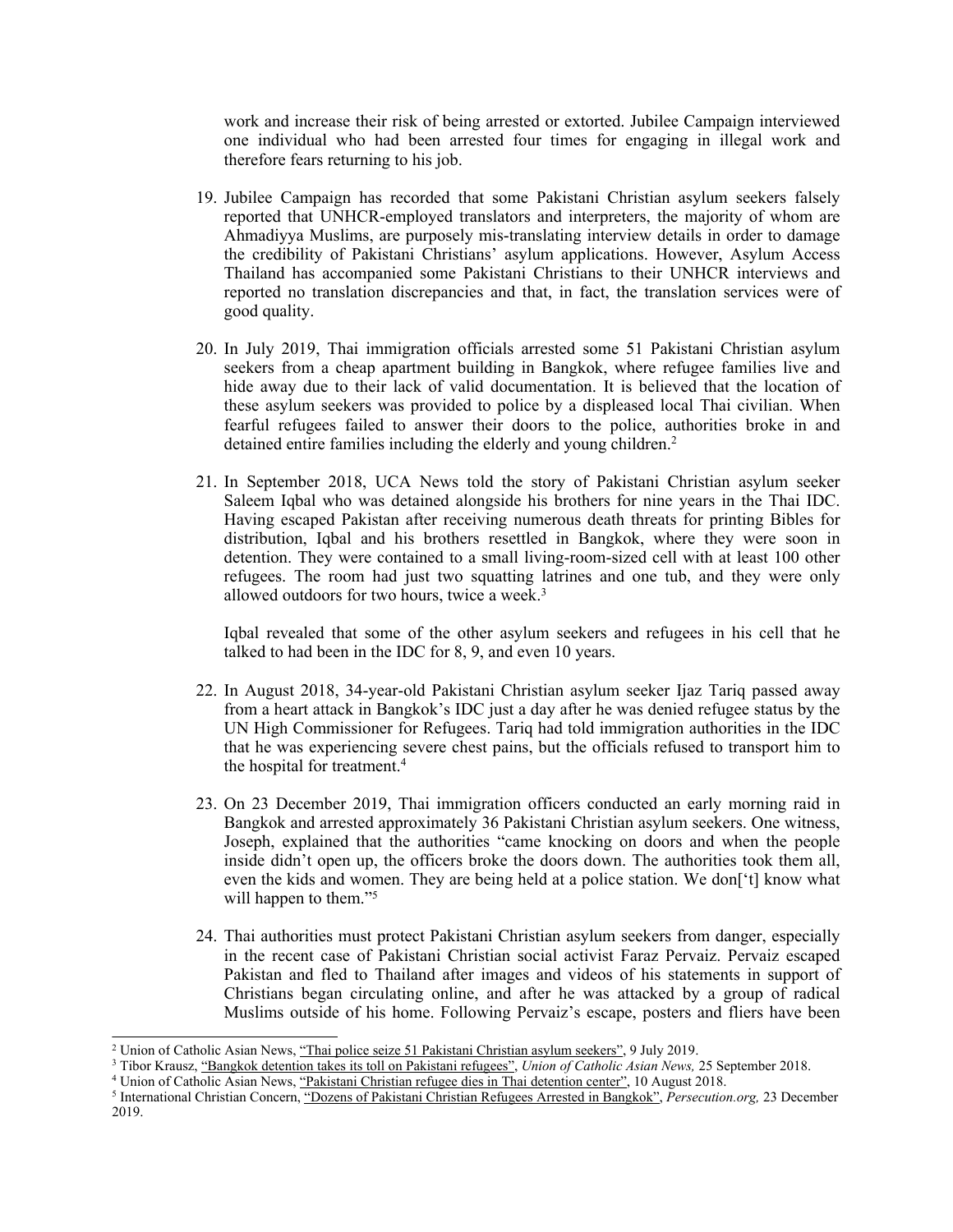work and increase their risk of being arrested or extorted. Jubilee Campaign interviewed one individual who had been arrested four times for engaging in illegal work and therefore fears returning to his job.

19. Jubilee Campaign has recorded that some Pakistani Christian asylum seekers falsely reported that UNHCR-employed translators and interpreters, the majority of whom are Ahmadiyya Muslims, are purposely mis-translating interview details in order to damage the credibility of Pakistani Christians' asylum applications. However, Asylum Access Thailand has accompanied some Pakistani Christians to their UNHCR interviews and reported no translation discrepancies and that, in fact, the translation services were of good quality.

20. In July 2019, Thai immigration officials arrested some 51 Pakistani Christian asylum seekers from a cheap apartment building in Bangkok, where refugee families live and hide away due to their lack of valid documentation. It is believed that the location of these asylum seekers was provided to police by a displeased local Thai civilian. When fearful refugees failed to answer their doors to the police, authorities broke in and detained entire families including the elderly and young children.[2]

21. In September 2018, UCA News told the story of Pakistani Christian asylum seeker Saleem Iqbal who was detained alongside his brothers for nine years in the Thai IDC. Having escaped Pakistan after receiving numerous death threats for printing Bibles for distribution, Iqbal and his brothers resettled in Bangkok, where they were soon in detention. They were contained to a small living-room-sized cell with at least 100 other refugees. The room had just two squatting latrines and one tub, and they were only allowed outdoors for two hours, twice a week.[3]

    Iqbal revealed that some of the other asylum seekers and refugees in his cell that he talked to had been in the IDC for 8, 9, and even 10 years.

22. In August 2018, 34-year-old Pakistani Christian asylum seeker Ijaz Tariq passed away from a heart attack in Bangkok's IDC just a day after he was denied refugee status by the UN High Commissioner for Refugees. Tariq had told immigration authorities in the IDC that he was experiencing severe chest pains, but the officials refused to transport him to the hospital for treatment.[4]

23. On 23 December 2019, Thai immigration officers conducted an early morning raid in Bangkok and arrested approximately 36 Pakistani Christian asylum seekers. One witness, Joseph, explained that the authorities "came knocking on doors and when the people inside didn't open up, the officers broke the doors down. The authorities took them all, even the kids and women. They are being held at a police station. We don['t] know what will happen to them."[5]

24. Thai authorities must protect Pakistani Christian asylum seekers from danger, especially in the recent case of Pakistani Christian social activist Faraz Pervaiz. Pervaiz escaped Pakistan and fled to Thailand after images and videos of his statements in support of Christians began circulating online, and after he was attacked by a group of radical Muslims outside of his home. Following Pervaiz's escape, posters and fliers have been

---

[2] Union of Catholic Asian News, "Thai police seize 51 Pakistani Christian asylum seekers", 9 July 2019.

[3] Tibor Krausz, "Bangkok detention takes its toll on Pakistani refugees", *Union of Catholic Asian News,* 25 September 2018.

[4] Union of Catholic Asian News, "Pakistani Christian refugee dies in Thai detention center", 10 August 2018.

[5] International Christian Concern, "Dozens of Pakistani Christian Refugees Arrested in Bangkok", *Persecution.org,* 23 December 2019.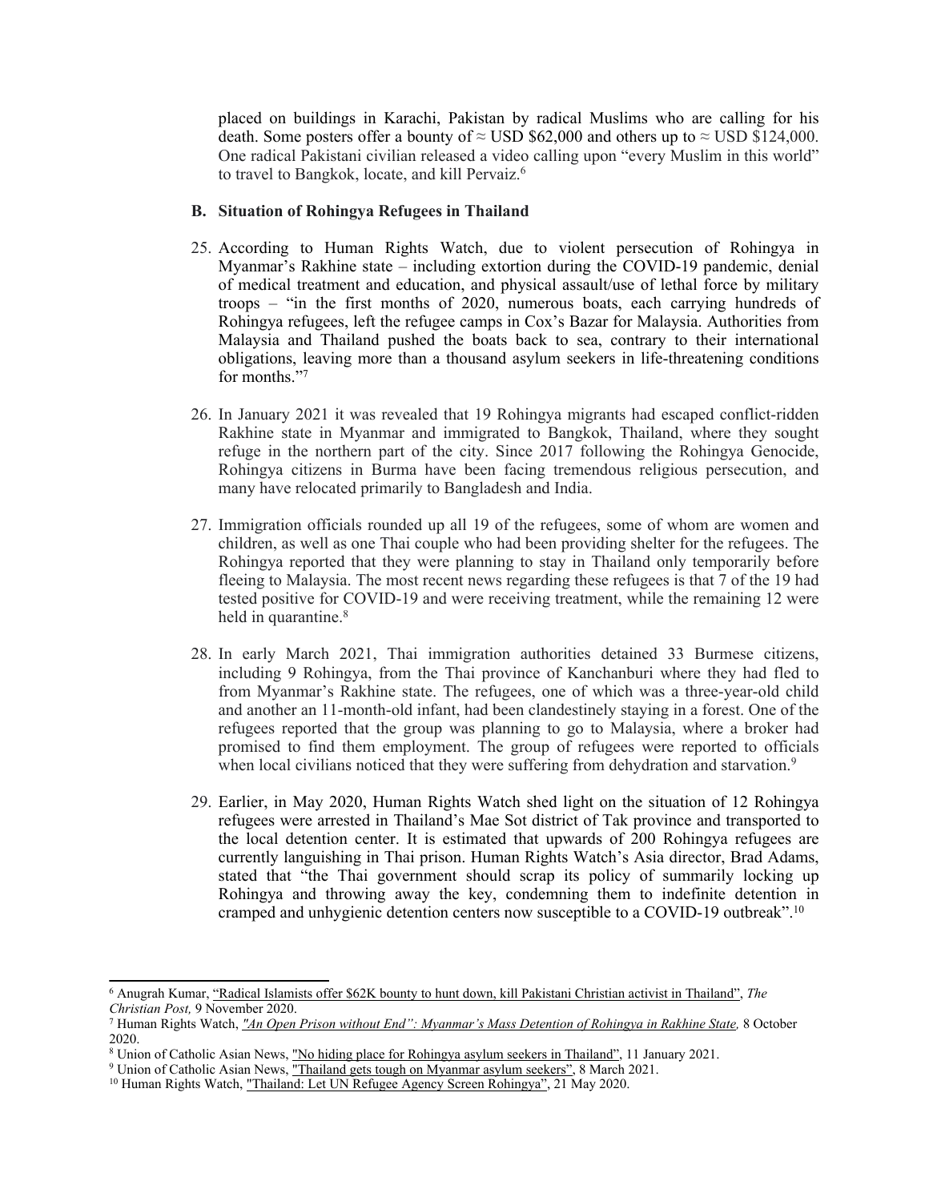placed on buildings in Karachi, Pakistan by radical Muslims who are calling for his death. Some posters offer a bounty of ≈ USD $62,000 and others up to ≈ USD $124,000. One radical Pakistani civilian released a video calling upon "every Muslim in this world" to travel to Bangkok, locate, and kill Pervaiz.[6]

### B. Situation of Rohingya Refugees in Thailand

25. According to Human Rights Watch, due to violent persecution of Rohingya in Myanmar's Rakhine state – including extortion during the COVID-19 pandemic, denial of medical treatment and education, and physical assault/use of lethal force by military troops – "in the first months of 2020, numerous boats, each carrying hundreds of Rohingya refugees, left the refugee camps in Cox's Bazar for Malaysia. Authorities from Malaysia and Thailand pushed the boats back to sea, contrary to their international obligations, leaving more than a thousand asylum seekers in life-threatening conditions for months."[7]

26. In January 2021 it was revealed that 19 Rohingya migrants had escaped conflict-ridden Rakhine state in Myanmar and immigrated to Bangkok, Thailand, where they sought refuge in the northern part of the city. Since 2017 following the Rohingya Genocide, Rohingya citizens in Burma have been facing tremendous religious persecution, and many have relocated primarily to Bangladesh and India.

27. Immigration officials rounded up all 19 of the refugees, some of whom are women and children, as well as one Thai couple who had been providing shelter for the refugees. The Rohingya reported that they were planning to stay in Thailand only temporarily before fleeing to Malaysia. The most recent news regarding these refugees is that 7 of the 19 had tested positive for COVID-19 and were receiving treatment, while the remaining 12 were held in quarantine.[8]

28. In early March 2021, Thai immigration authorities detained 33 Burmese citizens, including 9 Rohingya, from the Thai province of Kanchanburi where they had fled to from Myanmar's Rakhine state. The refugees, one of which was a three-year-old child and another an 11-month-old infant, had been clandestinely staying in a forest. One of the refugees reported that the group was planning to go to Malaysia, where a broker had promised to find them employment. The group of refugees were reported to officials when local civilians noticed that they were suffering from dehydration and starvation.[9]

29. Earlier, in May 2020, Human Rights Watch shed light on the situation of 12 Rohingya refugees were arrested in Thailand's Mae Sot district of Tak province and transported to the local detention center. It is estimated that upwards of 200 Rohingya refugees are currently languishing in Thai prison. Human Rights Watch's Asia director, Brad Adams, stated that "the Thai government should scrap its policy of summarily locking up Rohingya and throwing away the key, condemning them to indefinite detention in cramped and unhygienic detention centers now susceptible to a COVID-19 outbreak".[10]

---

[6] Anugrah Kumar, "Radical Islamists offer $62K bounty to hunt down, kill Pakistani Christian activist in Thailand", *The Christian Post,* 9 November 2020.

[7] Human Rights Watch, *"An Open Prison without End": Myanmar's Mass Detention of Rohingya in Rakhine State,* 8 October 2020.

[8] Union of Catholic Asian News, "No hiding place for Rohingya asylum seekers in Thailand", 11 January 2021.

[9] Union of Catholic Asian News, "Thailand gets tough on Myanmar asylum seekers", 8 March 2021.

[10] Human Rights Watch, "Thailand: Let UN Refugee Agency Screen Rohingya", 21 May 2020.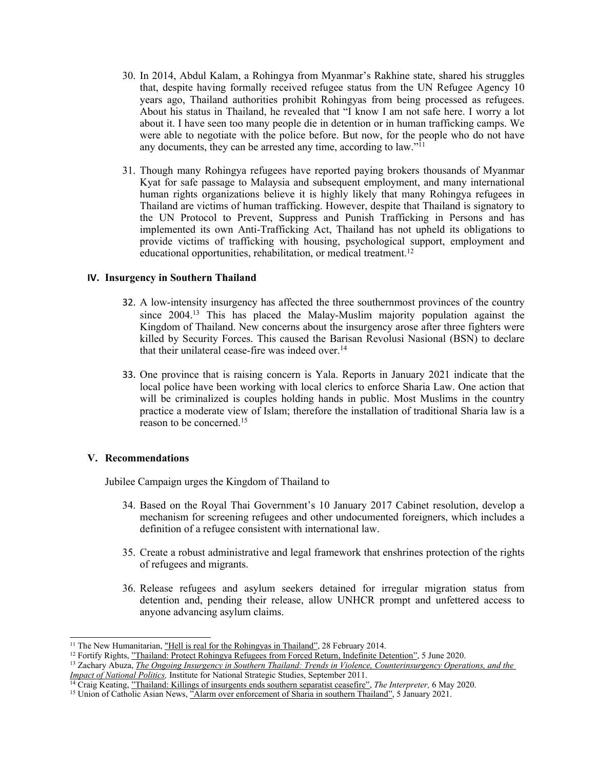30. In 2014, Abdul Kalam, a Rohingya from Myanmar's Rakhine state, shared his struggles that, despite having formally received refugee status from the UN Refugee Agency 10 years ago, Thailand authorities prohibit Rohingyas from being processed as refugees. About his status in Thailand, he revealed that "I know I am not safe here. I worry a lot about it. I have seen too many people die in detention or in human trafficking camps. We were able to negotiate with the police before. But now, for the people who do not have any documents, they can be arrested any time, according to law."[11]

31. Though many Rohingya refugees have reported paying brokers thousands of Myanmar Kyat for safe passage to Malaysia and subsequent employment, and many international human rights organizations believe it is highly likely that many Rohingya refugees in Thailand are victims of human trafficking. However, despite that Thailand is signatory to the UN Protocol to Prevent, Suppress and Punish Trafficking in Persons and has implemented its own Anti-Trafficking Act, Thailand has not upheld its obligations to provide victims of trafficking with housing, psychological support, employment and educational opportunities, rehabilitation, or medical treatment.[12]

## IV. Insurgency in Southern Thailand

32. A low-intensity insurgency has affected the three southernmost provinces of the country since 2004.[13] This has placed the Malay-Muslim majority population against the Kingdom of Thailand. New concerns about the insurgency arose after three fighters were killed by Security Forces. This caused the Barisan Revolusi Nasional (BSN) to declare that their unilateral cease-fire was indeed over.[14]

33. One province that is raising concern is Yala. Reports in January 2021 indicate that the local police have been working with local clerics to enforce Sharia Law. One action that will be criminalized is couples holding hands in public. Most Muslims in the country practice a moderate view of Islam; therefore the installation of traditional Sharia law is a reason to be concerned.[15]

## V. Recommendations

Jubilee Campaign urges the Kingdom of Thailand to

34. Based on the Royal Thai Government's 10 January 2017 Cabinet resolution, develop a mechanism for screening refugees and other undocumented foreigners, which includes a definition of a refugee consistent with international law.

35. Create a robust administrative and legal framework that enshrines protection of the rights of refugees and migrants.

36. Release refugees and asylum seekers detained for irregular migration status from detention and, pending their release, allow UNHCR prompt and unfettered access to anyone advancing asylum claims.

---

[11] The New Humanitarian, "Hell is real for the Rohingyas in Thailand", 28 February 2014.

[12] Fortify Rights, "Thailand: Protect Rohingya Refugees from Forced Return, Indefinite Detention", 5 June 2020.

[13] Zachary Abuza, *The Ongoing Insurgency in Southern Thailand: Trends in Violence, Counterinsurgency Operations, and the Impact of National Politics,* Institute for National Strategic Studies, September 2011.

[14] Craig Keating, "Thailand: Killings of insurgents ends southern separatist ceasefire", *The Interpreter,* 6 May 2020.

[15] Union of Catholic Asian News, "Alarm over enforcement of Sharia in southern Thailand", 5 January 2021.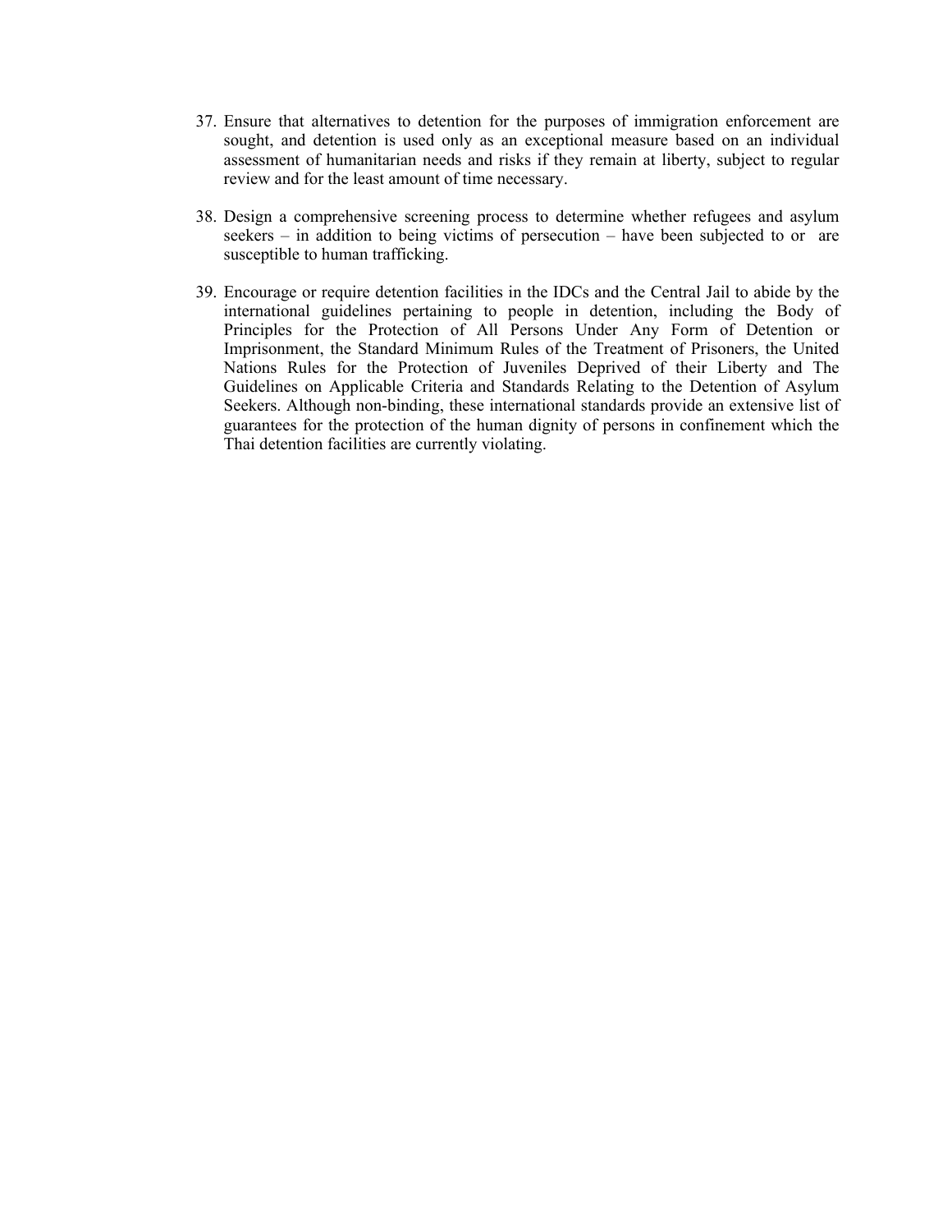37. Ensure that alternatives to detention for the purposes of immigration enforcement are sought, and detention is used only as an exceptional measure based on an individual assessment of humanitarian needs and risks if they remain at liberty, subject to regular review and for the least amount of time necessary.

38. Design a comprehensive screening process to determine whether refugees and asylum seekers – in addition to being victims of persecution – have been subjected to or are susceptible to human trafficking.

39. Encourage or require detention facilities in the IDCs and the Central Jail to abide by the international guidelines pertaining to people in detention, including the Body of Principles for the Protection of All Persons Under Any Form of Detention or Imprisonment, the Standard Minimum Rules of the Treatment of Prisoners, the United Nations Rules for the Protection of Juveniles Deprived of their Liberty and The Guidelines on Applicable Criteria and Standards Relating to the Detention of Asylum Seekers. Although non-binding, these international standards provide an extensive list of guarantees for the protection of the human dignity of persons in confinement which the Thai detention facilities are currently violating.